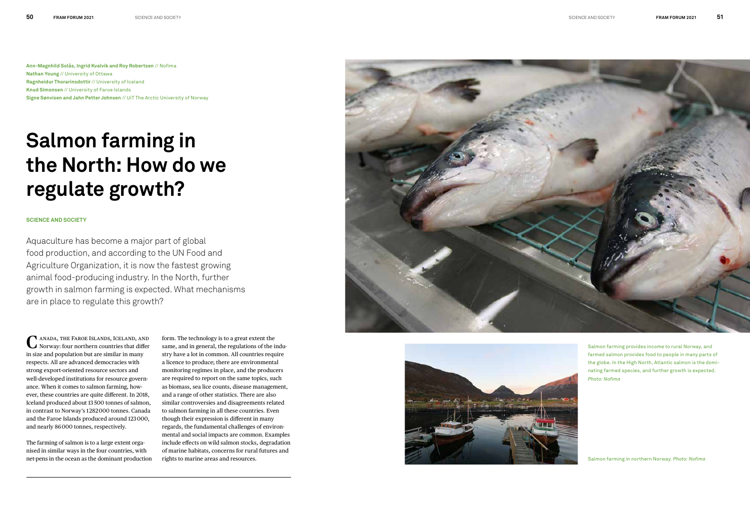**Ann-Magnhild Solås, Ingrid Kvalvik and Roy Robertsen** // Nofima
**Nathan Young** // University of Ottawa
**Ragnheidur Thorarinsdottir** // University of Iceland
**Knud Simonsen** // University of Faroe Islands
**Signe Sønvisen and Jahn Petter Johnsen** // UiT The Arctic University of Norway

# Salmon farming in the North: How do we regulate growth?

**SCIENCE AND SOCIETY**

Aquaculture has become a major part of global food production, and according to the UN Food and Agriculture Organization, it is now the fastest growing animal food-producing industry. In the North, further growth in salmon farming is expected. What mechanisms are in place to regulate this growth?

Canada, the Faroe Islands, Iceland, and Norway: four northern countries that differ in size and population but are similar in many respects. All are advanced democracies with strong export-oriented resource sectors and well-developed institutions for resource governance. When it comes to salmon farming, however, these countries are quite different. In 2018, Iceland produced about 13 500 tonnes of salmon, in contrast to Norway's 1 282 000 tonnes. Canada and the Faroe Islands produced around 123 000, and nearly 86 000 tonnes, respectively.

The farming of salmon is to a large extent organised in similar ways in the four countries, with net-pens in the ocean as the dominant production form. The technology is to a great extent the same, and in general, the regulations of the industry have a lot in common. All countries require a licence to produce; there are environmental monitoring regimes in place, and the producers are required to report on the same topics, such as biomass, sea lice counts, disease management, and a range of other statistics. There are also similar controversies and disagreements related to salmon farming in all these countries. Even though their expression is different in many regards, the fundamental challenges of environmental and social impacts are common. Examples include effects on wild salmon stocks, degradation of marine habitats, concerns for rural futures and rights to marine areas and resources.

Salmon farming provides income to rural Norway, and farmed salmon provides food to people in many parts of the globe. In the High North, Atlantic salmon is the dominating farmed species, and further growth is expected. *Photo: Nofima*

Salmon farming in northern Norway. *Photo: Nofima*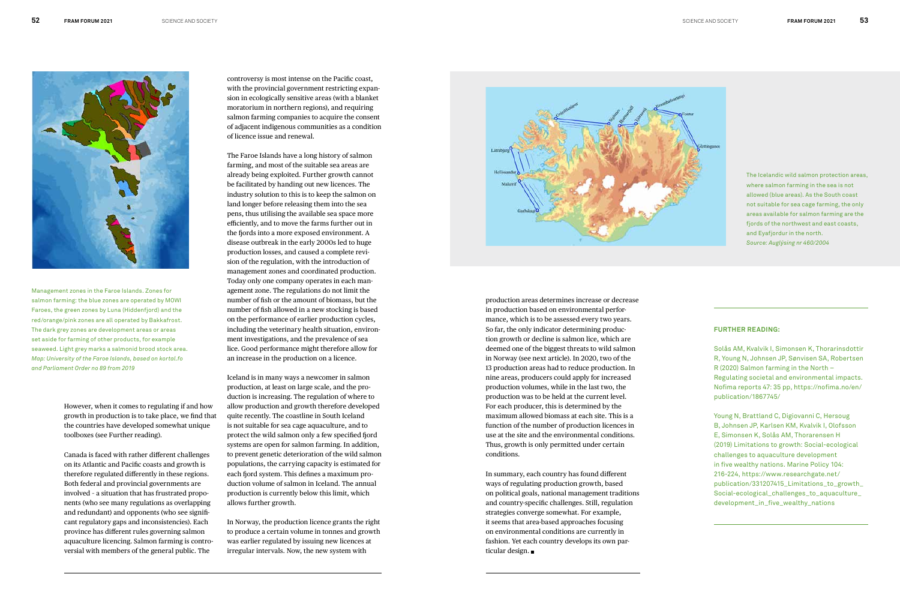Management zones in the Faroe Islands. Zones for salmon farming: the blue zones are operated by MOWI Faroes, the green zones by Luna (Hiddenfjord) and the red/orange/pink zones are all operated by Bakkafrost. The dark grey zones are development areas or areas set aside for farming of other products, for example seaweed. Light grey marks a salmonid brood stock area. *Map: University of the Faroe Islands, based on kortal.fo and Parliament Order no 89 from 2019*

However, when it comes to regulating if and how growth in production is to take place, we find that the countries have developed somewhat unique toolboxes (see Further reading).

Canada is faced with rather different challenges on its Atlantic and Pacific coasts and growth is therefore regulated differently in these regions. Both federal and provincial governments are involved – a situation that has frustrated proponents (who see many regulations as overlapping and redundant) and opponents (who see significant regulatory gaps and inconsistencies). Each province has different rules governing salmon aquaculture licencing. Salmon farming is controversial with members of the general public. The controversy is most intense on the Pacific coast, with the provincial government restricting expansion in ecologically sensitive areas (with a blanket moratorium in northern regions), and requiring salmon farming companies to acquire the consent of adjacent indigenous communities as a condition of licence issue and renewal.

The Faroe Islands have a long history of salmon farming, and most of the suitable sea areas are already being exploited. Further growth cannot be facilitated by handing out new licences. The industry solution to this is to keep the salmon on land longer before releasing them into the sea pens, thus utilising the available sea space more efficiently, and to move the farms further out in the fjords into a more exposed environment. A disease outbreak in the early 2000s led to huge production losses, and caused a complete revision of the regulation, with the introduction of management zones and coordinated production. Today only one company operates in each management zone. The regulations do not limit the number of fish or the amount of biomass, but the number of fish allowed in a new stocking is based on the performance of earlier production cycles, including the veterinary health situation, environment investigations, and the prevalence of sea lice. Good performance might therefore allow for an increase in the production on a licence.

Iceland is in many ways a newcomer in salmon production, at least on large scale, and the production is increasing. The regulation of where to allow production and growth therefore developed quite recently. The coastline in South Iceland is not suitable for sea cage aquaculture, and to protect the wild salmon only a few specified fjord systems are open for salmon farming. In addition, to prevent genetic deterioration of the wild salmon populations, the carrying capacity is estimated for each fjord system. This defines a maximum production volume of salmon in Iceland. The annual production is currently below this limit, which allows further growth.

In Norway, the production licence grants the right to produce a certain volume in tonnes and growth was earlier regulated by issuing new licences at irregular intervals. Now, the new system with production areas determines increase or decrease in production based on environmental performance, which is to be assessed every two years. So far, the only indicator determining production growth or decline is salmon lice, which are deemed one of the biggest threats to wild salmon in Norway (see next article). In 2020, two of the 13 production areas had to reduce production. In nine areas, producers could apply for increased production volumes, while in the last two, the production was to be held at the current level. For each producer, this is determined by the maximum allowed biomass at each site. This is a function of the number of production licences in use at the site and the environmental conditions. Thus, growth is only permitted under certain conditions.

In summary, each country has found different ways of regulating production growth, based on political goals, national management traditions and country-specific challenges. Still, regulation strategies converge somewhat. For example, it seems that area-based approaches focusing on environmental conditions are currently in fashion. Yet each country develops its own particular design. ■

The Icelandic wild salmon protection areas, where salmon farming in the sea is not allowed (blue areas). As the South coast not suitable for sea cage farming, the only areas available for salmon farming are the fjords of the northwest and east coasts, and Eyafjordur in the north. *Source: Auglýsing nr 460/2004*

### FURTHER READING:

Solås AM, Kvalvik I, Simonsen K, Thorarinsdottir R, Young N, Johnsen JP, Sønvisen SA, Robertsen R (2020) Salmon farming in the North – Regulating societal and environmental impacts. Nofima reports 47: 35 pp, https://nofima.no/en/publication/1867745/

Young N, Brattland C, Digiovanni C, Hersoug B, Johnsen JP, Karlsen KM, Kvalvik I, Olofsson E, Simonsen K, Solås AM, Thorarensen H (2019) Limitations to growth: Social-ecological challenges to aquaculture development in five wealthy nations. Marine Policy 104: 216-224, https://www.researchgate.net/publication/331207415_Limitations_to_growth_Social-ecological_challenges_to_aquaculture_development_in_five_wealthy_nations